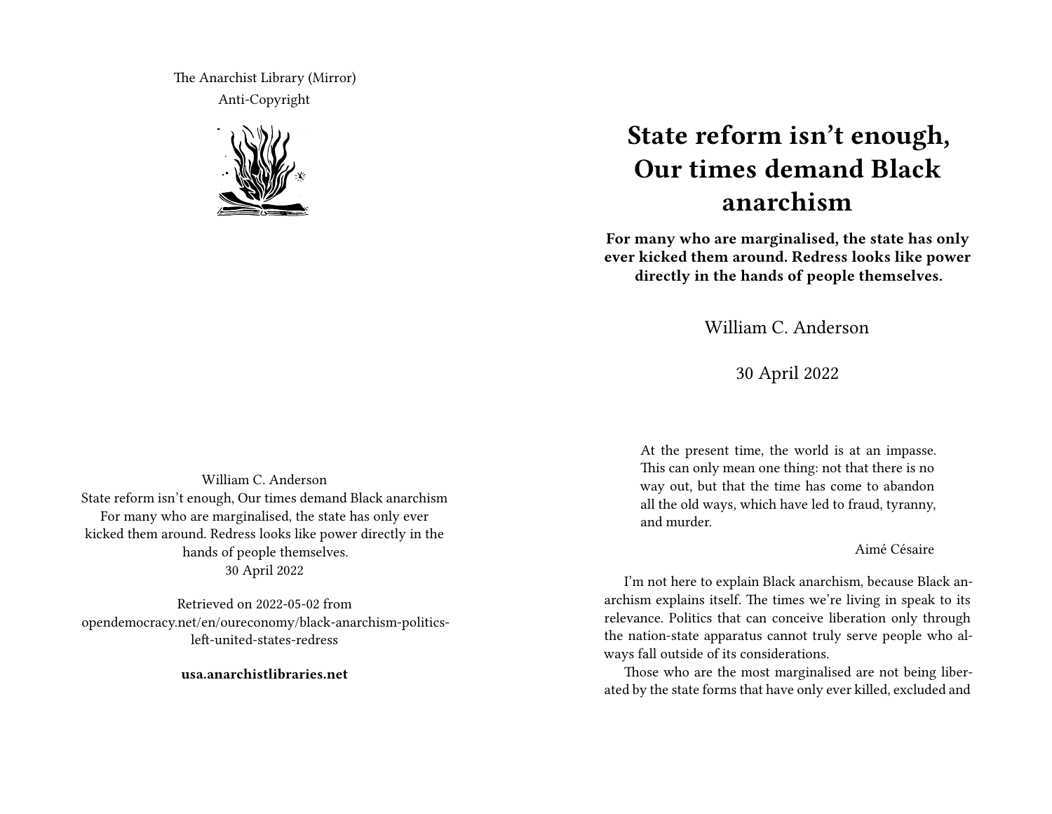The Anarchist Library (Mirror)
Anti-Copyright

William C. Anderson
State reform isn't enough, Our times demand Black anarchism
For many who are marginalised, the state has only ever kicked them around. Redress looks like power directly in the hands of people themselves.
30 April 2022

Retrieved on 2022-05-02 from opendemocracy.net/en/oureconomy/black-anarchism-politics-left-united-states-redress

**usa.anarchistlibraries.net**

# State reform isn't enough, Our times demand Black anarchism

**For many who are marginalised, the state has only ever kicked them around. Redress looks like power directly in the hands of people themselves.**

William C. Anderson

30 April 2022

> At the present time, the world is at an impasse. This can only mean one thing: not that there is no way out, but that the time has come to abandon all the old ways, which have led to fraud, tyranny, and murder.
>
> Aimé Césaire

I'm not here to explain Black anarchism, because Black anarchism explains itself. The times we're living in speak to its relevance. Politics that can conceive liberation only through the nation-state apparatus cannot truly serve people who always fall outside of its considerations.

Those who are the most marginalised are not being liberated by the state forms that have only ever killed, excluded and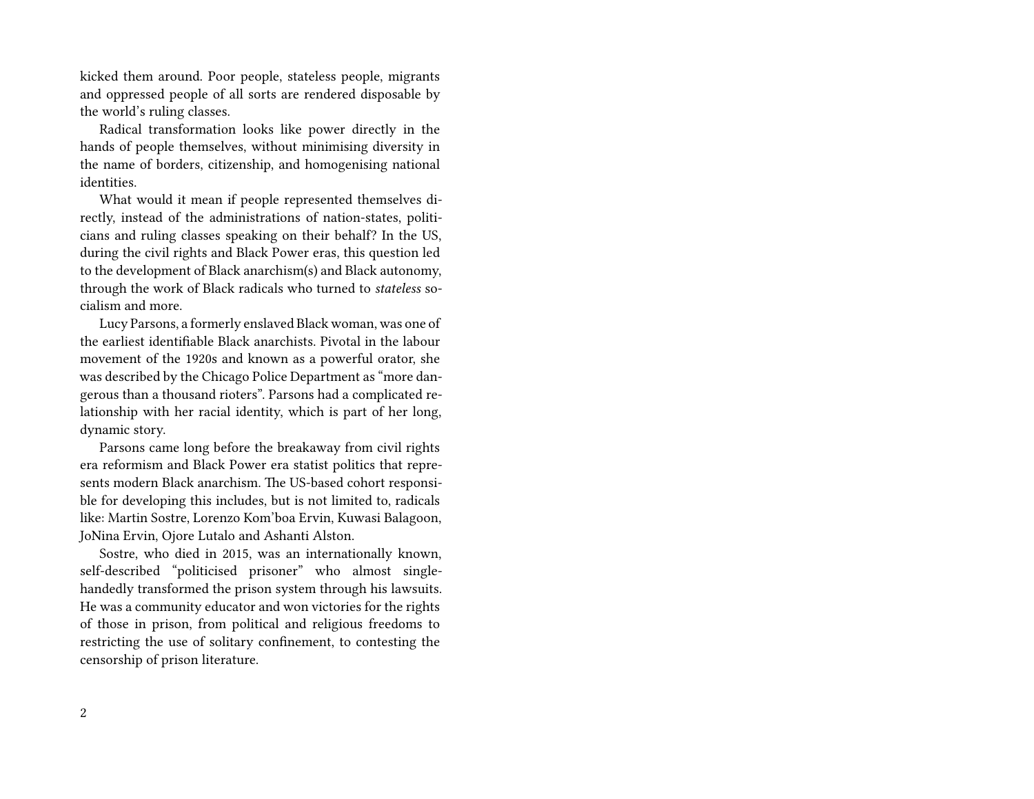kicked them around. Poor people, stateless people, migrants and oppressed people of all sorts are rendered disposable by the world's ruling classes.

Radical transformation looks like power directly in the hands of people themselves, without minimising diversity in the name of borders, citizenship, and homogenising national identities.

What would it mean if people represented themselves directly, instead of the administrations of nation-states, politicians and ruling classes speaking on their behalf? In the US, during the civil rights and Black Power eras, this question led to the development of Black anarchism(s) and Black autonomy, through the work of Black radicals who turned to *stateless* socialism and more.

Lucy Parsons, a formerly enslaved Black woman, was one of the earliest identifiable Black anarchists. Pivotal in the labour movement of the 1920s and known as a powerful orator, she was described by the Chicago Police Department as "more dangerous than a thousand rioters". Parsons had a complicated relationship with her racial identity, which is part of her long, dynamic story.

Parsons came long before the breakaway from civil rights era reformism and Black Power era statist politics that represents modern Black anarchism. The US-based cohort responsible for developing this includes, but is not limited to, radicals like: Martin Sostre, Lorenzo Kom'boa Ervin, Kuwasi Balagoon, JoNina Ervin, Ojore Lutalo and Ashanti Alston.

Sostre, who died in 2015, was an internationally known, self-described "politicised prisoner" who almost single-handedly transformed the prison system through his lawsuits. He was a community educator and won victories for the rights of those in prison, from political and religious freedoms to restricting the use of solitary confinement, to contesting the censorship of prison literature.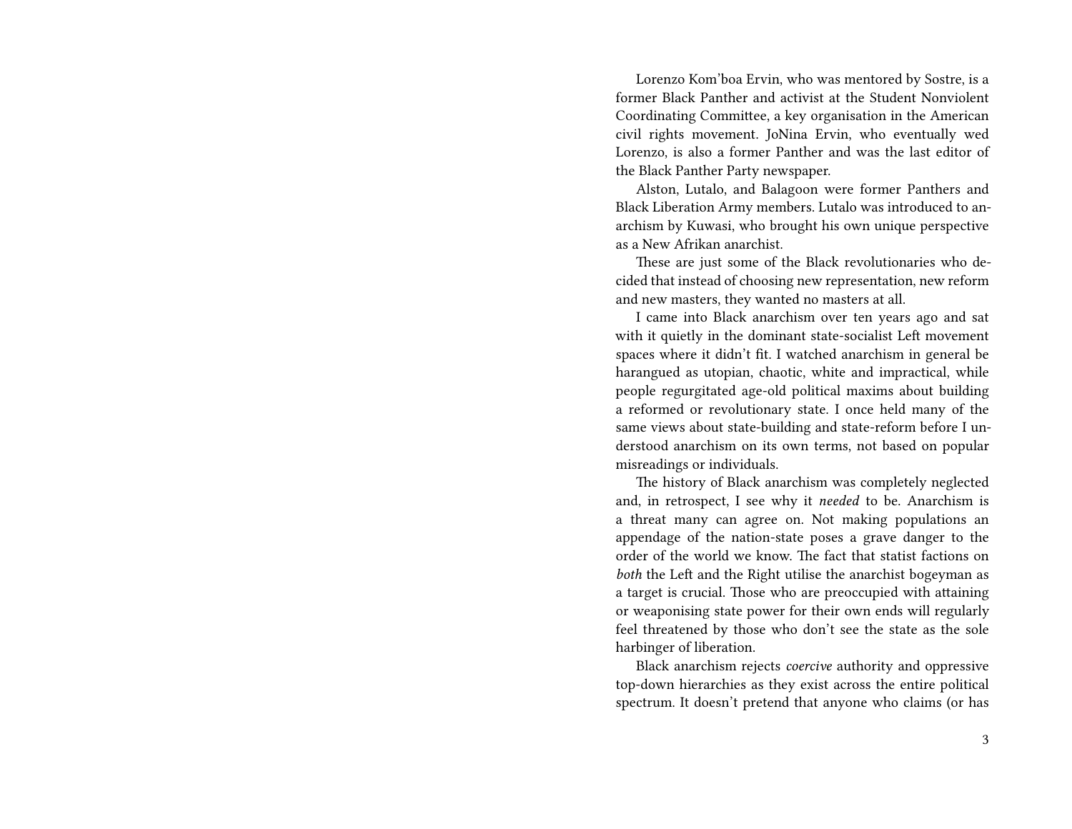Lorenzo Kom'boa Ervin, who was mentored by Sostre, is a former Black Panther and activist at the Student Nonviolent Coordinating Committee, a key organisation in the American civil rights movement. JoNina Ervin, who eventually wed Lorenzo, is also a former Panther and was the last editor of the Black Panther Party newspaper.

Alston, Lutalo, and Balagoon were former Panthers and Black Liberation Army members. Lutalo was introduced to anarchism by Kuwasi, who brought his own unique perspective as a New Afrikan anarchist.

These are just some of the Black revolutionaries who decided that instead of choosing new representation, new reform and new masters, they wanted no masters at all.

I came into Black anarchism over ten years ago and sat with it quietly in the dominant state-socialist Left movement spaces where it didn't fit. I watched anarchism in general be harangued as utopian, chaotic, white and impractical, while people regurgitated age-old political maxims about building a reformed or revolutionary state. I once held many of the same views about state-building and state-reform before I understood anarchism on its own terms, not based on popular misreadings or individuals.

The history of Black anarchism was completely neglected and, in retrospect, I see why it *needed* to be. Anarchism is a threat many can agree on. Not making populations an appendage of the nation-state poses a grave danger to the order of the world we know. The fact that statist factions on *both* the Left and the Right utilise the anarchist bogeyman as a target is crucial. Those who are preoccupied with attaining or weaponising state power for their own ends will regularly feel threatened by those who don't see the state as the sole harbinger of liberation.

Black anarchism rejects *coercive* authority and oppressive top-down hierarchies as they exist across the entire political spectrum. It doesn't pretend that anyone who claims (or has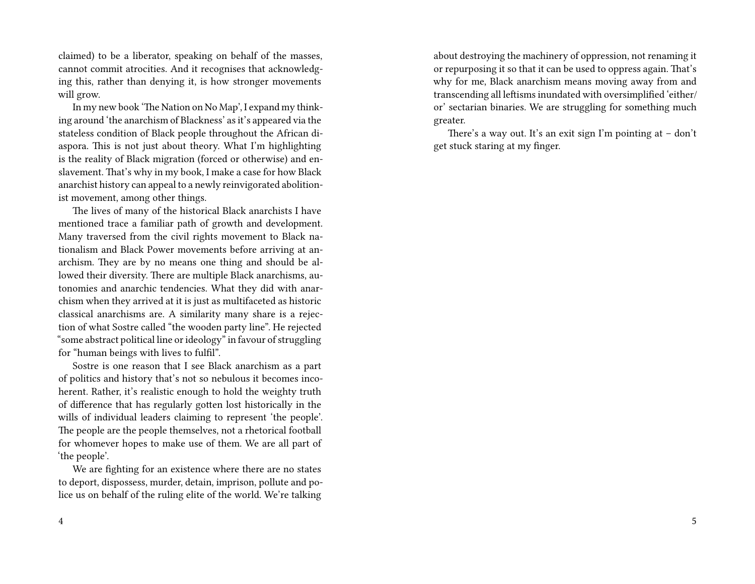claimed) to be a liberator, speaking on behalf of the masses, cannot commit atrocities. And it recognises that acknowledging this, rather than denying it, is how stronger movements will grow.

In my new book 'The Nation on No Map', I expand my thinking around 'the anarchism of Blackness' as it's appeared via the stateless condition of Black people throughout the African diaspora. This is not just about theory. What I'm highlighting is the reality of Black migration (forced or otherwise) and enslavement. That's why in my book, I make a case for how Black anarchist history can appeal to a newly reinvigorated abolitionist movement, among other things.

The lives of many of the historical Black anarchists I have mentioned trace a familiar path of growth and development. Many traversed from the civil rights movement to Black nationalism and Black Power movements before arriving at anarchism. They are by no means one thing and should be allowed their diversity. There are multiple Black anarchisms, autonomies and anarchic tendencies. What they did with anarchism when they arrived at it is just as multifaceted as historic classical anarchisms are. A similarity many share is a rejection of what Sostre called "the wooden party line". He rejected "some abstract political line or ideology" in favour of struggling for "human beings with lives to fulfil".

Sostre is one reason that I see Black anarchism as a part of politics and history that's not so nebulous it becomes incoherent. Rather, it's realistic enough to hold the weighty truth of difference that has regularly gotten lost historically in the wills of individual leaders claiming to represent 'the people'. The people are the people themselves, not a rhetorical football for whomever hopes to make use of them. We are all part of 'the people'.

We are fighting for an existence where there are no states to deport, dispossess, murder, detain, imprison, pollute and police us on behalf of the ruling elite of the world. We're talking about destroying the machinery of oppression, not renaming it or repurposing it so that it can be used to oppress again. That's why for me, Black anarchism means moving away from and transcending all leftisms inundated with oversimplified 'either/or' sectarian binaries. We are struggling for something much greater.

There's a way out. It's an exit sign I'm pointing at – don't get stuck staring at my finger.